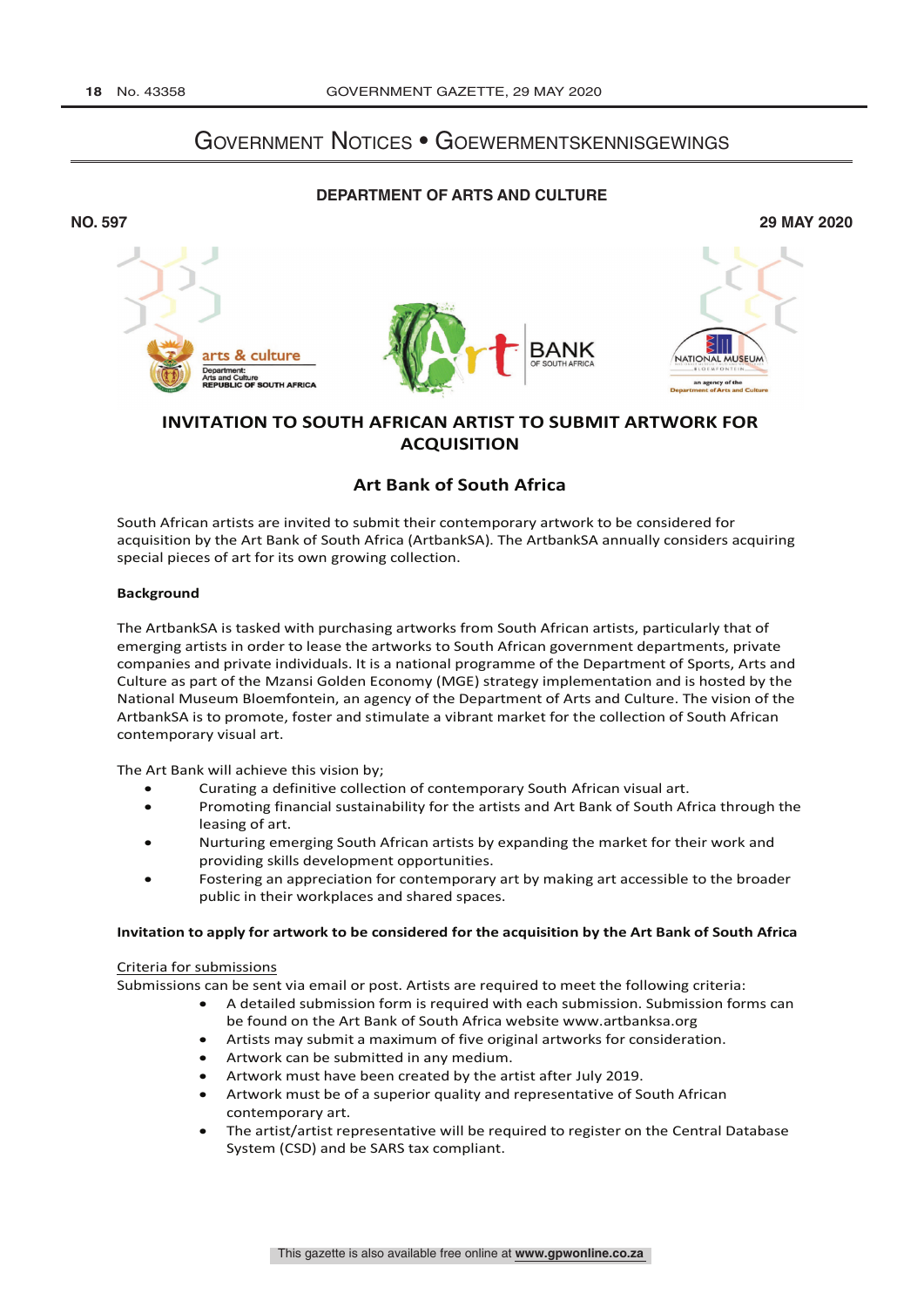# Government Notices • Goewermentskennisgewings

## DEPARTMENT OF ARTS AND CULTURE

**NO. 597** **29 MAY 2020**

## INVITATION TO SOUTH AFRICAN ARTIST TO SUBMIT ARTWORK FOR ACQUISITION

### Art Bank of South Africa

South African artists are invited to submit their contemporary artwork to be considered for acquisition by the Art Bank of South Africa (ArtbankSA). The ArtbankSA annually considers acquiring special pieces of art for its own growing collection.

**Background**

The ArtbankSA is tasked with purchasing artworks from South African artists, particularly that of emerging artists in order to lease the artworks to South African government departments, private companies and private individuals. It is a national programme of the Department of Sports, Arts and Culture as part of the Mzansi Golden Economy (MGE) strategy implementation and is hosted by the National Museum Bloemfontein, an agency of the Department of Arts and Culture. The vision of the ArtbankSA is to promote, foster and stimulate a vibrant market for the collection of South African contemporary visual art.

The Art Bank will achieve this vision by;

- Curating a definitive collection of contemporary South African visual art.
- Promoting financial sustainability for the artists and Art Bank of South Africa through the leasing of art.
- Nurturing emerging South African artists by expanding the market for their work and providing skills development opportunities.
- Fostering an appreciation for contemporary art by making art accessible to the broader public in their workplaces and shared spaces.

**Invitation to apply for artwork to be considered for the acquisition by the Art Bank of South Africa**

Criteria for submissions

Submissions can be sent via email or post. Artists are required to meet the following criteria:

- A detailed submission form is required with each submission. Submission forms can be found on the Art Bank of South Africa website www.artbanksa.org
- Artists may submit a maximum of five original artworks for consideration.
- Artwork can be submitted in any medium.
- Artwork must have been created by the artist after July 2019.
- Artwork must be of a superior quality and representative of South African contemporary art.
- The artist/artist representative will be required to register on the Central Database System (CSD) and be SARS tax compliant.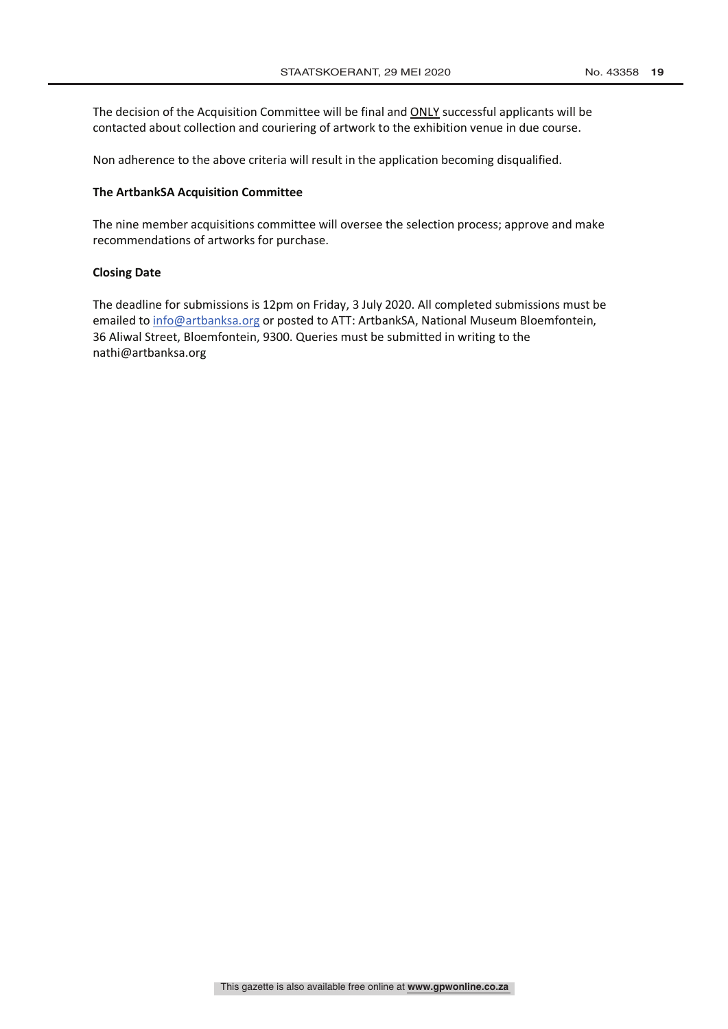The decision of the Acquisition Committee will be final and ONLY successful applicants will be contacted about collection and couriering of artwork to the exhibition venue in due course.

Non adherence to the above criteria will result in the application becoming disqualified.

**The ArtbankSA Acquisition Committee**

The nine member acquisitions committee will oversee the selection process; approve and make recommendations of artworks for purchase.

**Closing Date**

The deadline for submissions is 12pm on Friday, 3 July 2020. All completed submissions must be emailed to info@artbanksa.org or posted to ATT: ArtbankSA, National Museum Bloemfontein, 36 Aliwal Street, Bloemfontein, 9300. Queries must be submitted in writing to the nathi@artbanksa.org